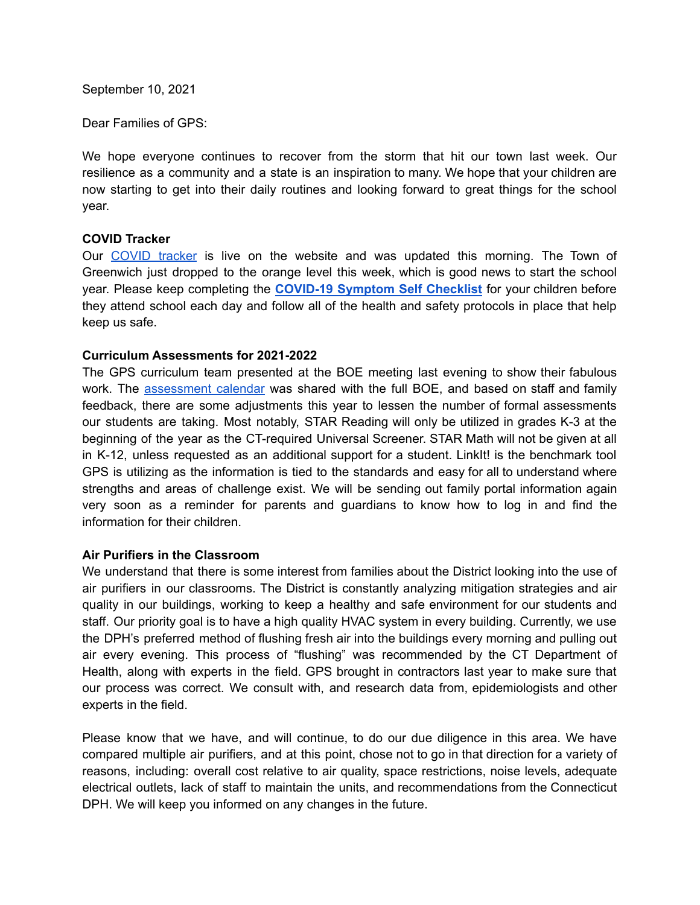September 10, 2021

Dear Families of GPS:

We hope everyone continues to recover from the storm that hit our town last week. Our resilience as a community and a state is an inspiration to many. We hope that your children are now starting to get into their daily routines and looking forward to great things for the school year.

**COVID Tracker**

Our COVID tracker is live on the website and was updated this morning. The Town of Greenwich just dropped to the orange level this week, which is good news to start the school year. Please keep completing the **COVID-19 Symptom Self Checklist** for your children before they attend school each day and follow all of the health and safety protocols in place that help keep us safe.

**Curriculum Assessments for 2021-2022**

The GPS curriculum team presented at the BOE meeting last evening to show their fabulous work. The assessment calendar was shared with the full BOE, and based on staff and family feedback, there are some adjustments this year to lessen the number of formal assessments our students are taking. Most notably, STAR Reading will only be utilized in grades K-3 at the beginning of the year as the CT-required Universal Screener. STAR Math will not be given at all in K-12, unless requested as an additional support for a student. LinkIt! is the benchmark tool GPS is utilizing as the information is tied to the standards and easy for all to understand where strengths and areas of challenge exist. We will be sending out family portal information again very soon as a reminder for parents and guardians to know how to log in and find the information for their children.

**Air Purifiers in the Classroom**

We understand that there is some interest from families about the District looking into the use of air purifiers in our classrooms. The District is constantly analyzing mitigation strategies and air quality in our buildings, working to keep a healthy and safe environment for our students and staff. Our priority goal is to have a high quality HVAC system in every building. Currently, we use the DPH's preferred method of flushing fresh air into the buildings every morning and pulling out air every evening. This process of "flushing" was recommended by the CT Department of Health, along with experts in the field. GPS brought in contractors last year to make sure that our process was correct. We consult with, and research data from, epidemiologists and other experts in the field.

Please know that we have, and will continue, to do our due diligence in this area. We have compared multiple air purifiers, and at this point, chose not to go in that direction for a variety of reasons, including: overall cost relative to air quality, space restrictions, noise levels, adequate electrical outlets, lack of staff to maintain the units, and recommendations from the Connecticut DPH. We will keep you informed on any changes in the future.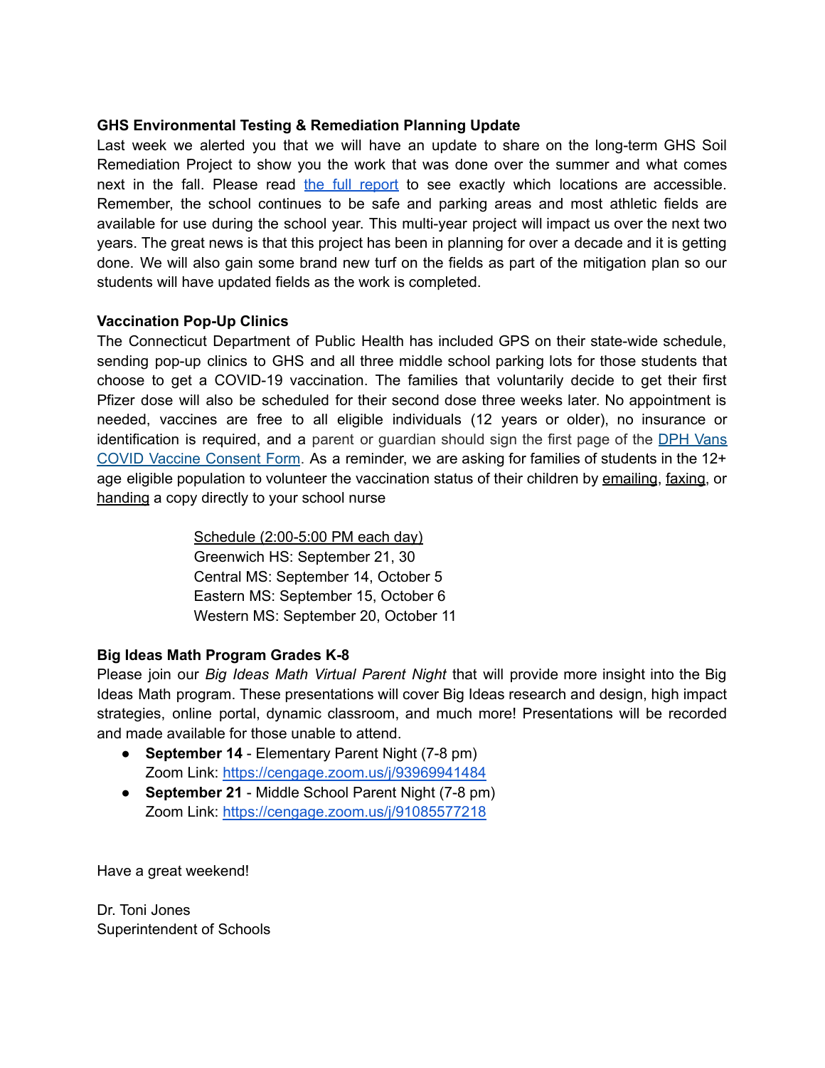**GHS Environmental Testing & Remediation Planning Update**

Last week we alerted you that we will have an update to share on the long-term GHS Soil Remediation Project to show you the work that was done over the summer and what comes next in the fall. Please read the full report to see exactly which locations are accessible. Remember, the school continues to be safe and parking areas and most athletic fields are available for use during the school year. This multi-year project will impact us over the next two years. The great news is that this project has been in planning for over a decade and it is getting done. We will also gain some brand new turf on the fields as part of the mitigation plan so our students will have updated fields as the work is completed.

**Vaccination Pop-Up Clinics**

The Connecticut Department of Public Health has included GPS on their state-wide schedule, sending pop-up clinics to GHS and all three middle school parking lots for those students that choose to get a COVID-19 vaccination. The families that voluntarily decide to get their first Pfizer dose will also be scheduled for their second dose three weeks later. No appointment is needed, vaccines are free to all eligible individuals (12 years or older), no insurance or identification is required, and a parent or guardian should sign the first page of the DPH Vans COVID Vaccine Consent Form. As a reminder, we are asking for families of students in the 12+ age eligible population to volunteer the vaccination status of their children by emailing, faxing, or handing a copy directly to your school nurse

Schedule (2:00-5:00 PM each day)
Greenwich HS: September 21, 30
Central MS: September 14, October 5
Eastern MS: September 15, October 6
Western MS: September 20, October 11

**Big Ideas Math Program Grades K-8**

Please join our *Big Ideas Math Virtual Parent Night* that will provide more insight into the Big Ideas Math program. These presentations will cover Big Ideas research and design, high impact strategies, online portal, dynamic classroom, and much more! Presentations will be recorded and made available for those unable to attend.

- **September 14** - Elementary Parent Night (7-8 pm)
  Zoom Link: https://cengage.zoom.us/j/93969941484
- **September 21** - Middle School Parent Night (7-8 pm)
  Zoom Link: https://cengage.zoom.us/j/91085577218

Have a great weekend!

Dr. Toni Jones
Superintendent of Schools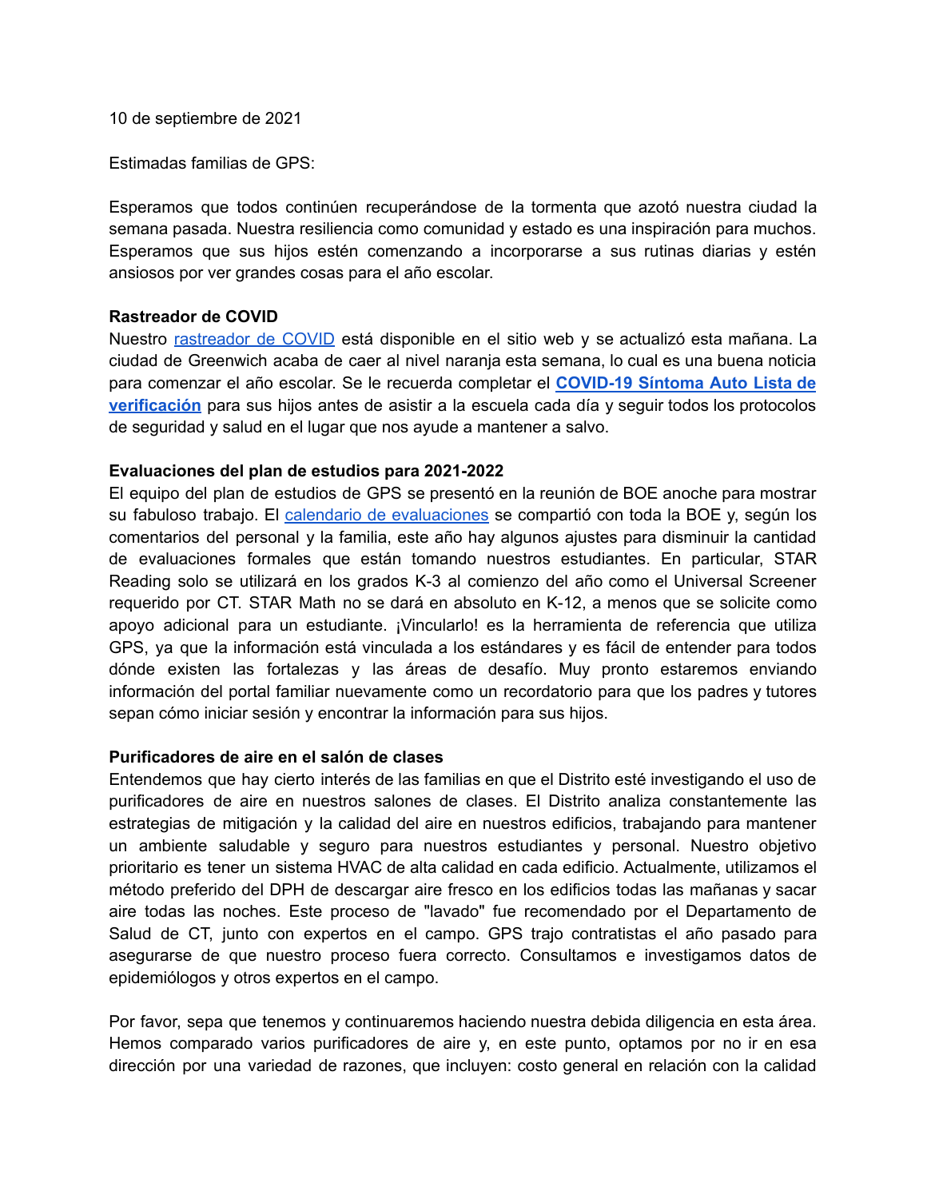10 de septiembre de 2021

Estimadas familias de GPS:

Esperamos que todos continúen recuperándose de la tormenta que azotó nuestra ciudad la semana pasada. Nuestra resiliencia como comunidad y estado es una inspiración para muchos. Esperamos que sus hijos estén comenzando a incorporarse a sus rutinas diarias y estén ansiosos por ver grandes cosas para el año escolar.

**Rastreador de COVID**

Nuestro [rastreador de COVID]() está disponible en el sitio web y se actualizó esta mañana. La ciudad de Greenwich acaba de caer al nivel naranja esta semana, lo cual es una buena noticia para comenzar el año escolar. Se le recuerda completar el [**COVID-19 Síntoma Auto Lista de verificación**]() para sus hijos antes de asistir a la escuela cada día y seguir todos los protocolos de seguridad y salud en el lugar que nos ayude a mantener a salvo.

**Evaluaciones del plan de estudios para 2021-2022**

El equipo del plan de estudios de GPS se presentó en la reunión de BOE anoche para mostrar su fabuloso trabajo. El [calendario de evaluaciones]() se compartió con toda la BOE y, según los comentarios del personal y la familia, este año hay algunos ajustes para disminuir la cantidad de evaluaciones formales que están tomando nuestros estudiantes. En particular, STAR Reading solo se utilizará en los grados K-3 al comienzo del año como el Universal Screener requerido por CT. STAR Math no se dará en absoluto en K-12, a menos que se solicite como apoyo adicional para un estudiante. ¡Vincularlo! es la herramienta de referencia que utiliza GPS, ya que la información está vinculada a los estándares y es fácil de entender para todos dónde existen las fortalezas y las áreas de desafío. Muy pronto estaremos enviando información del portal familiar nuevamente como un recordatorio para que los padres y tutores sepan cómo iniciar sesión y encontrar la información para sus hijos.

**Purificadores de aire en el salón de clases**

Entendemos que hay cierto interés de las familias en que el Distrito esté investigando el uso de purificadores de aire en nuestros salones de clases. El Distrito analiza constantemente las estrategias de mitigación y la calidad del aire en nuestros edificios, trabajando para mantener un ambiente saludable y seguro para nuestros estudiantes y personal. Nuestro objetivo prioritario es tener un sistema HVAC de alta calidad en cada edificio. Actualmente, utilizamos el método preferido del DPH de descargar aire fresco en los edificios todas las mañanas y sacar aire todas las noches. Este proceso de "lavado" fue recomendado por el Departamento de Salud de CT, junto con expertos en el campo. GPS trajo contratistas el año pasado para asegurarse de que nuestro proceso fuera correcto. Consultamos e investigamos datos de epidemiólogos y otros expertos en el campo.

Por favor, sepa que tenemos y continuaremos haciendo nuestra debida diligencia en esta área. Hemos comparado varios purificadores de aire y, en este punto, optamos por no ir en esa dirección por una variedad de razones, que incluyen: costo general en relación con la calidad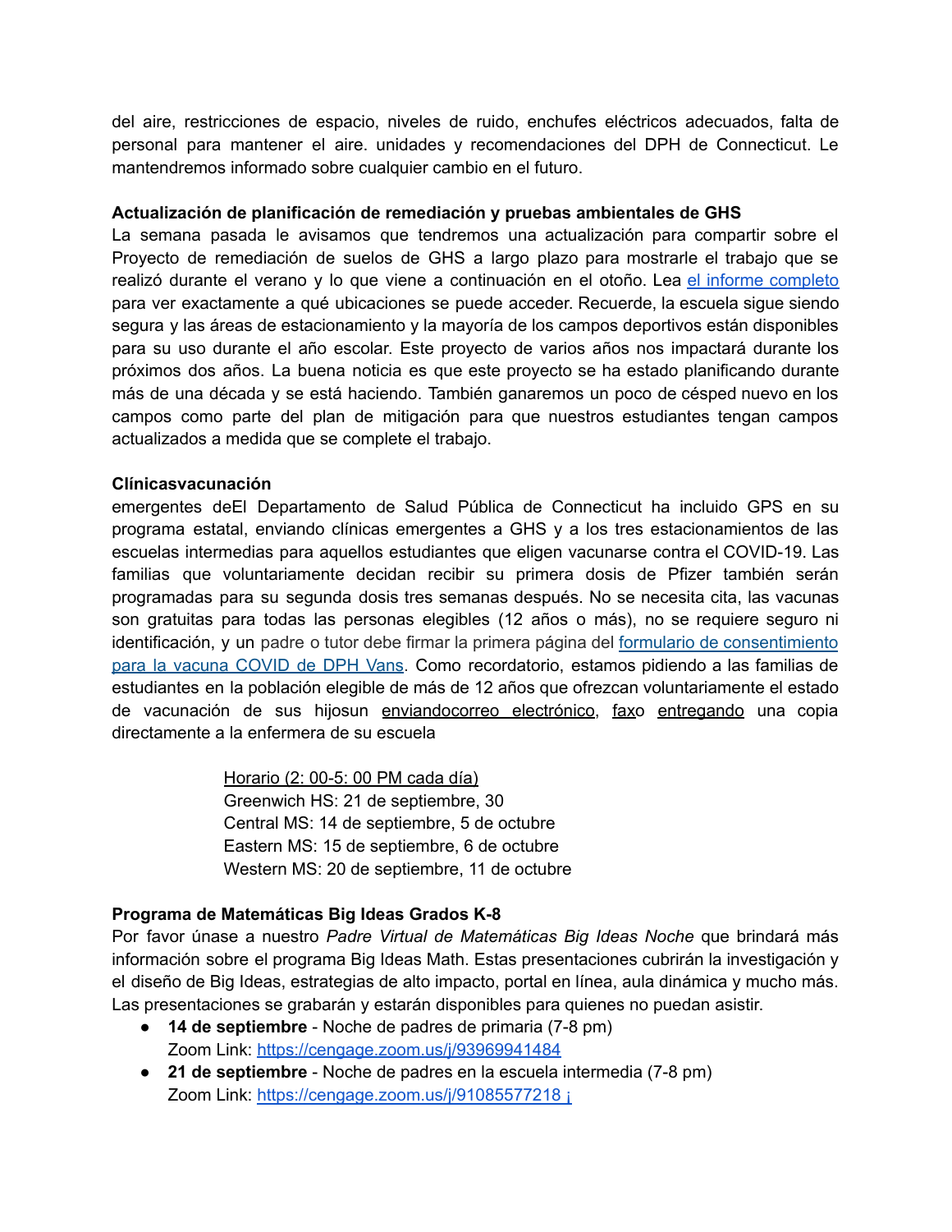del aire, restricciones de espacio, niveles de ruido, enchufes eléctricos adecuados, falta de personal para mantener el aire. unidades y recomendaciones del DPH de Connecticut. Le mantendremos informado sobre cualquier cambio en el futuro.

**Actualización de planificación de remediación y pruebas ambientales de GHS**
La semana pasada le avisamos que tendremos una actualización para compartir sobre el Proyecto de remediación de suelos de GHS a largo plazo para mostrarle el trabajo que se realizó durante el verano y lo que viene a continuación en el otoño. Lea el informe completo para ver exactamente a qué ubicaciones se puede acceder. Recuerde, la escuela sigue siendo segura y las áreas de estacionamiento y la mayoría de los campos deportivos están disponibles para su uso durante el año escolar. Este proyecto de varios años nos impactará durante los próximos dos años. La buena noticia es que este proyecto se ha estado planificando durante más de una década y se está haciendo. También ganaremos un poco de césped nuevo en los campos como parte del plan de mitigación para que nuestros estudiantes tengan campos actualizados a medida que se complete el trabajo.

**Clínicasvacunación**
emergentes deEl Departamento de Salud Pública de Connecticut ha incluido GPS en su programa estatal, enviando clínicas emergentes a GHS y a los tres estacionamientos de las escuelas intermedias para aquellos estudiantes que eligen vacunarse contra el COVID-19. Las familias que voluntariamente decidan recibir su primera dosis de Pfizer también serán programadas para su segunda dosis tres semanas después. No se necesita cita, las vacunas son gratuitas para todas las personas elegibles (12 años o más), no se requiere seguro ni identificación, y un padre o tutor debe firmar la primera página del formulario de consentimiento para la vacuna COVID de DPH Vans. Como recordatorio, estamos pidiendo a las familias de estudiantes en la población elegible de más de 12 años que ofrezcan voluntariamente el estado de vacunación de sus hijosun enviandocorreo electrónico, faxo entregando una copia directamente a la enfermera de su escuela

Horario (2: 00-5: 00 PM cada día)
Greenwich HS: 21 de septiembre, 30
Central MS: 14 de septiembre, 5 de octubre
Eastern MS: 15 de septiembre, 6 de octubre
Western MS: 20 de septiembre, 11 de octubre

**Programa de Matemáticas Big Ideas Grados K-8**
Por favor únase a nuestro *Padre Virtual de Matemáticas Big Ideas Noche* que brindará más información sobre el programa Big Ideas Math. Estas presentaciones cubrirán la investigación y el diseño de Big Ideas, estrategias de alto impacto, portal en línea, aula dinámica y mucho más. Las presentaciones se grabarán y estarán disponibles para quienes no puedan asistir.

- **14 de septiembre** - Noche de padres de primaria (7-8 pm)
  Zoom Link: https://cengage.zoom.us/j/93969941484
- **21 de septiembre** - Noche de padres en la escuela intermedia (7-8 pm)
  Zoom Link: https://cengage.zoom.us/j/91085577218 ¡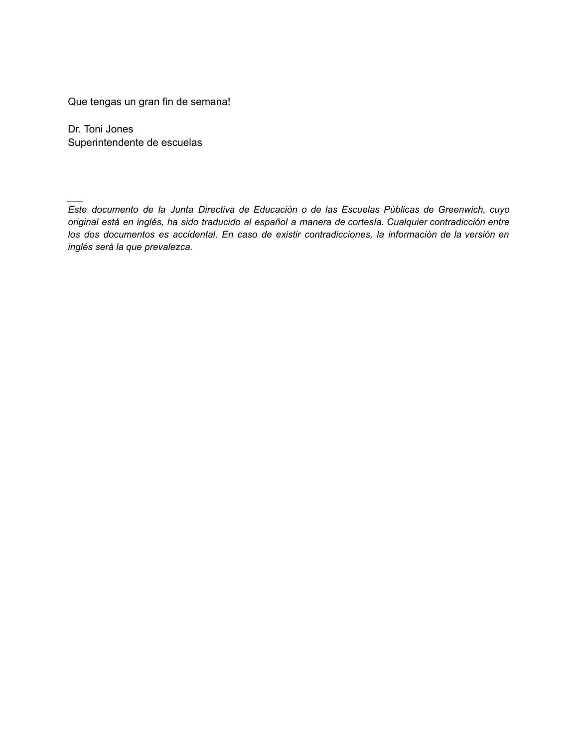Que tengas un gran fin de semana!

Dr. Toni Jones
Superintendente de escuelas

___

*Este documento de la Junta Directiva de Educación o de las Escuelas Públicas de Greenwich, cuyo original está en inglés, ha sido traducido al español a manera de cortesía. Cualquier contradicción entre los dos documentos es accidental. En caso de existir contradicciones, la información de la versión en inglés será la que prevalezca.*